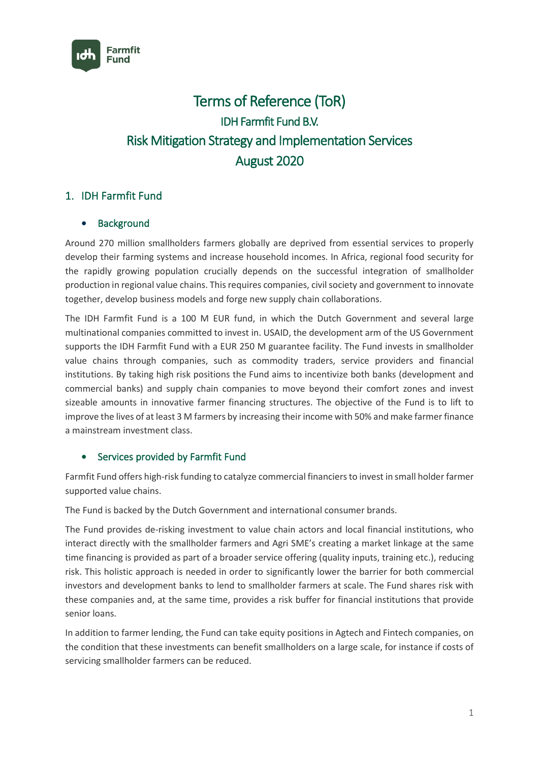# Terms of Reference (ToR)

## IDH Farmfit Fund B.V.

## Risk Mitigation Strategy and Implementation Services

## August 2020

## 1. IDH Farmfit Fund

### • Background

Around 270 million smallholders farmers globally are deprived from essential services to properly develop their farming systems and increase household incomes. In Africa, regional food security for the rapidly growing population crucially depends on the successful integration of smallholder production in regional value chains. This requires companies, civil society and government to innovate together, develop business models and forge new supply chain collaborations.

The IDH Farmfit Fund is a 100 M EUR fund, in which the Dutch Government and several large multinational companies committed to invest in. USAID, the development arm of the US Government supports the IDH Farmfit Fund with a EUR 250 M guarantee facility. The Fund invests in smallholder value chains through companies, such as commodity traders, service providers and financial institutions. By taking high risk positions the Fund aims to incentivize both banks (development and commercial banks) and supply chain companies to move beyond their comfort zones and invest sizeable amounts in innovative farmer financing structures. The objective of the Fund is to lift to improve the lives of at least 3 M farmers by increasing their income with 50% and make farmer finance a mainstream investment class.

### • Services provided by Farmfit Fund

Farmfit Fund offers high-risk funding to catalyze commercial financiers to invest in small holder farmer supported value chains.

The Fund is backed by the Dutch Government and international consumer brands.

The Fund provides de-risking investment to value chain actors and local financial institutions, who interact directly with the smallholder farmers and Agri SME's creating a market linkage at the same time financing is provided as part of a broader service offering (quality inputs, training etc.), reducing risk. This holistic approach is needed in order to significantly lower the barrier for both commercial investors and development banks to lend to smallholder farmers at scale. The Fund shares risk with these companies and, at the same time, provides a risk buffer for financial institutions that provide senior loans.

In addition to farmer lending, the Fund can take equity positions in Agtech and Fintech companies, on the condition that these investments can benefit smallholders on a large scale, for instance if costs of servicing smallholder farmers can be reduced.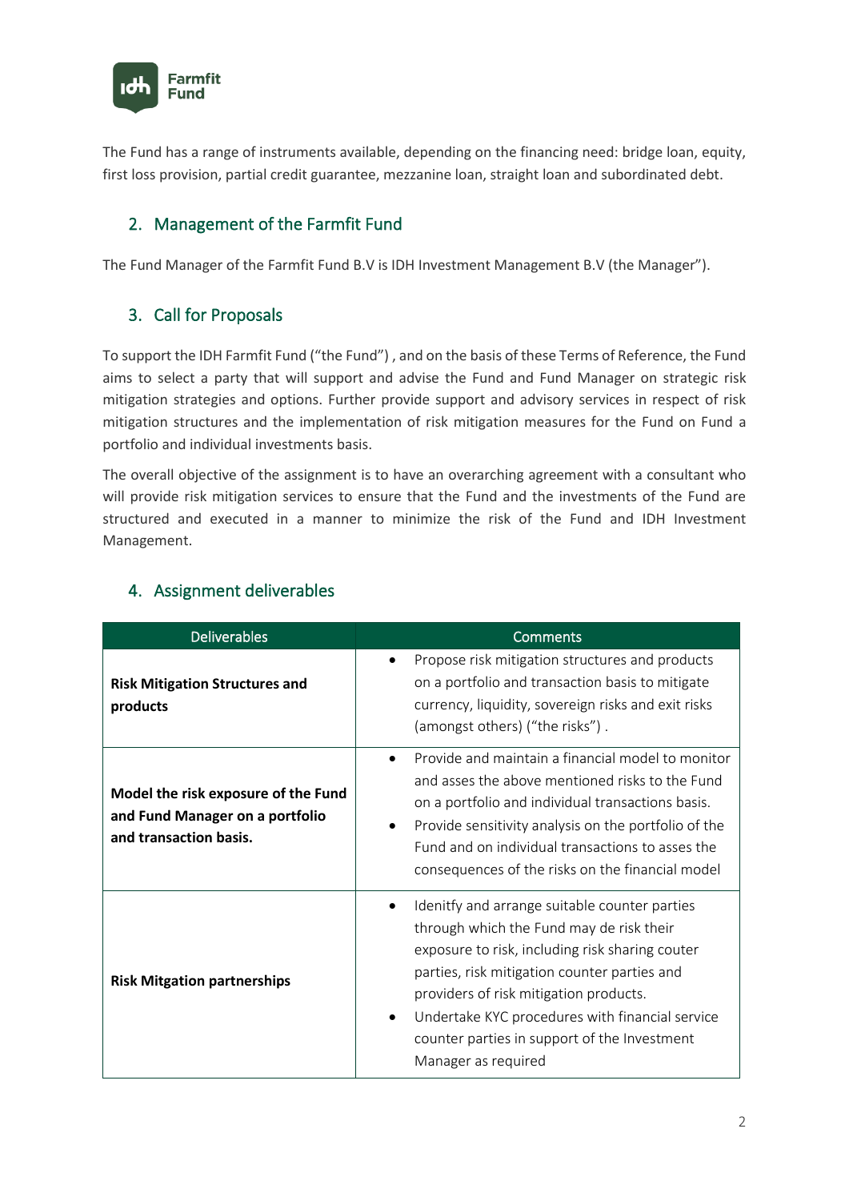The Fund has a range of instruments available, depending on the financing need: bridge loan, equity, first loss provision, partial credit guarantee, mezzanine loan, straight loan and subordinated debt.

## 2. Management of the Farmfit Fund

The Fund Manager of the Farmfit Fund B.V is IDH Investment Management B.V (the Manager").

## 3. Call for Proposals

To support the IDH Farmfit Fund ("the Fund") , and on the basis of these Terms of Reference, the Fund aims to select a party that will support and advise the Fund and Fund Manager on strategic risk mitigation strategies and options. Further provide support and advisory services in respect of risk mitigation structures and the implementation of risk mitigation measures for the Fund on Fund a portfolio and individual investments basis.

The overall objective of the assignment is to have an overarching agreement with a consultant who will provide risk mitigation services to ensure that the Fund and the investments of the Fund are structured and executed in a manner to minimize the risk of the Fund and IDH Investment Management.

## 4. Assignment deliverables

| Deliverables | Comments |
|---|---|
| **Risk Mitigation Structures and products** | • Propose risk mitigation structures and products on a portfolio and transaction basis to mitigate currency, liquidity, sovereign risks and exit risks (amongst others) ("the risks") . |
| **Model the risk exposure of the Fund and Fund Manager on a portfolio and transaction basis.** | • Provide and maintain a financial model to monitor and asses the above mentioned risks to the Fund on a portfolio and individual transactions basis.<br>• Provide sensitivity analysis on the portfolio of the Fund and on individual transactions to asses the consequences of the risks on the financial model |
| **Risk Mitgation partnerships** | • Idenitfy and arrange suitable counter parties through which the Fund may de risk their exposure to risk, including risk sharing couter parties, risk mitigation counter parties and providers of risk mitigation products.<br>• Undertake KYC procedures with financial service counter parties in support of the Investment Manager as required |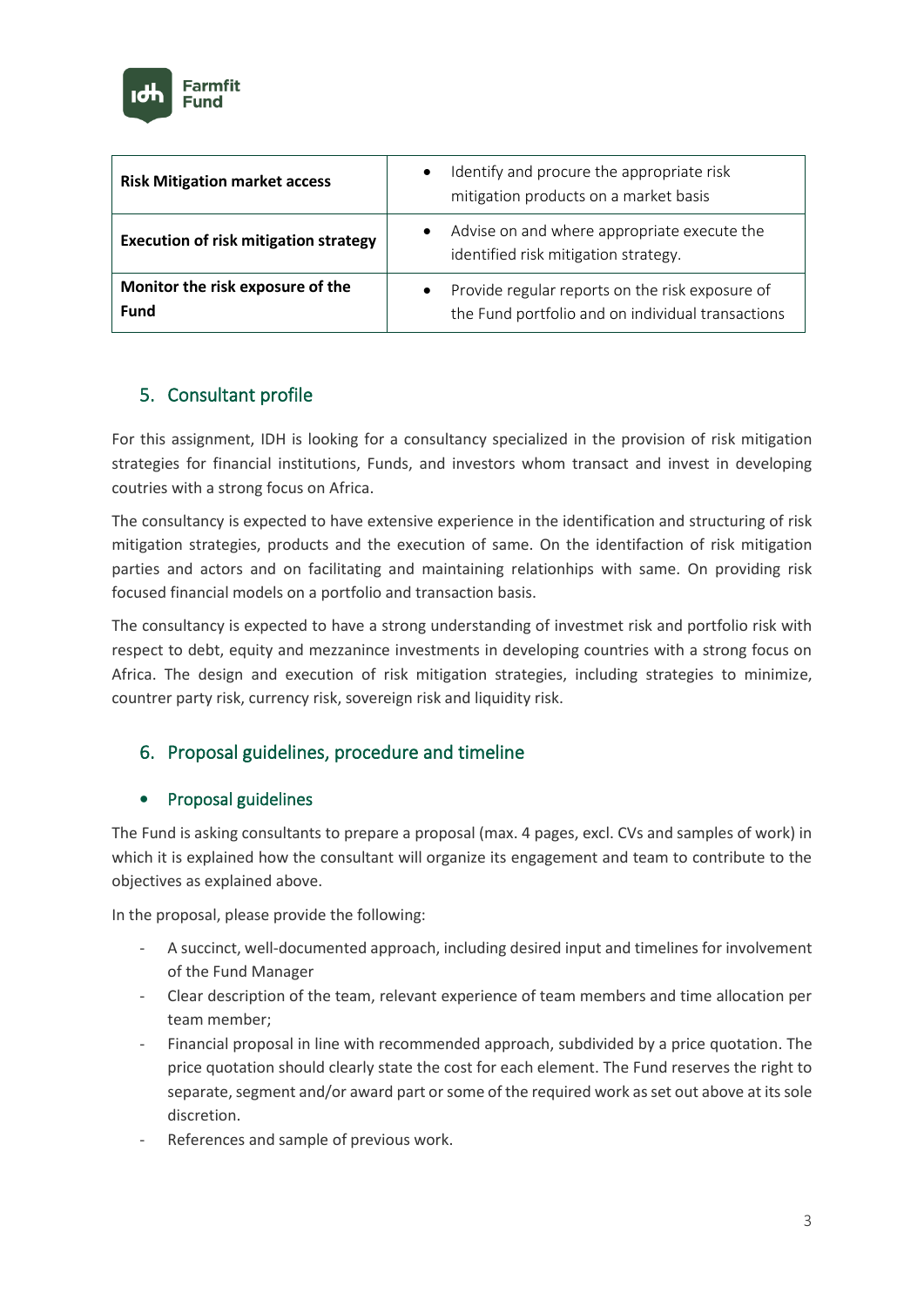| Risk Mitigation market access | • Identify and procure the appropriate risk mitigation products on a market basis |
|---|---|
| **Execution of risk mitigation strategy** | • Advise on and where appropriate execute the identified risk mitigation strategy. |
| **Monitor the risk exposure of the Fund** | • Provide regular reports on the risk exposure of the Fund portfolio and on individual transactions |

## 5. Consultant profile

For this assignment, IDH is looking for a consultancy specialized in the provision of risk mitigation strategies for financial institutions, Funds, and investors whom transact and invest in developing coutries with a strong focus on Africa.

The consultancy is expected to have extensive experience in the identification and structuring of risk mitigation strategies, products and the execution of same. On the identifaction of risk mitigation parties and actors and on facilitating and maintaining relationhips with same. On providing risk focused financial models on a portfolio and transaction basis.

The consultancy is expected to have a strong understanding of investmet risk and portfolio risk with respect to debt, equity and mezzanince investments in developing countries with a strong focus on Africa. The design and execution of risk mitigation strategies, including strategies to minimize, countrer party risk, currency risk, sovereign risk and liquidity risk.

## 6. Proposal guidelines, procedure and timeline

### • Proposal guidelines

The Fund is asking consultants to prepare a proposal (max. 4 pages, excl. CVs and samples of work) in which it is explained how the consultant will organize its engagement and team to contribute to the objectives as explained above.

In the proposal, please provide the following:

- A succinct, well-documented approach, including desired input and timelines for involvement of the Fund Manager
- Clear description of the team, relevant experience of team members and time allocation per team member;
- Financial proposal in line with recommended approach, subdivided by a price quotation. The price quotation should clearly state the cost for each element. The Fund reserves the right to separate, segment and/or award part or some of the required work as set out above at its sole discretion.
- References and sample of previous work.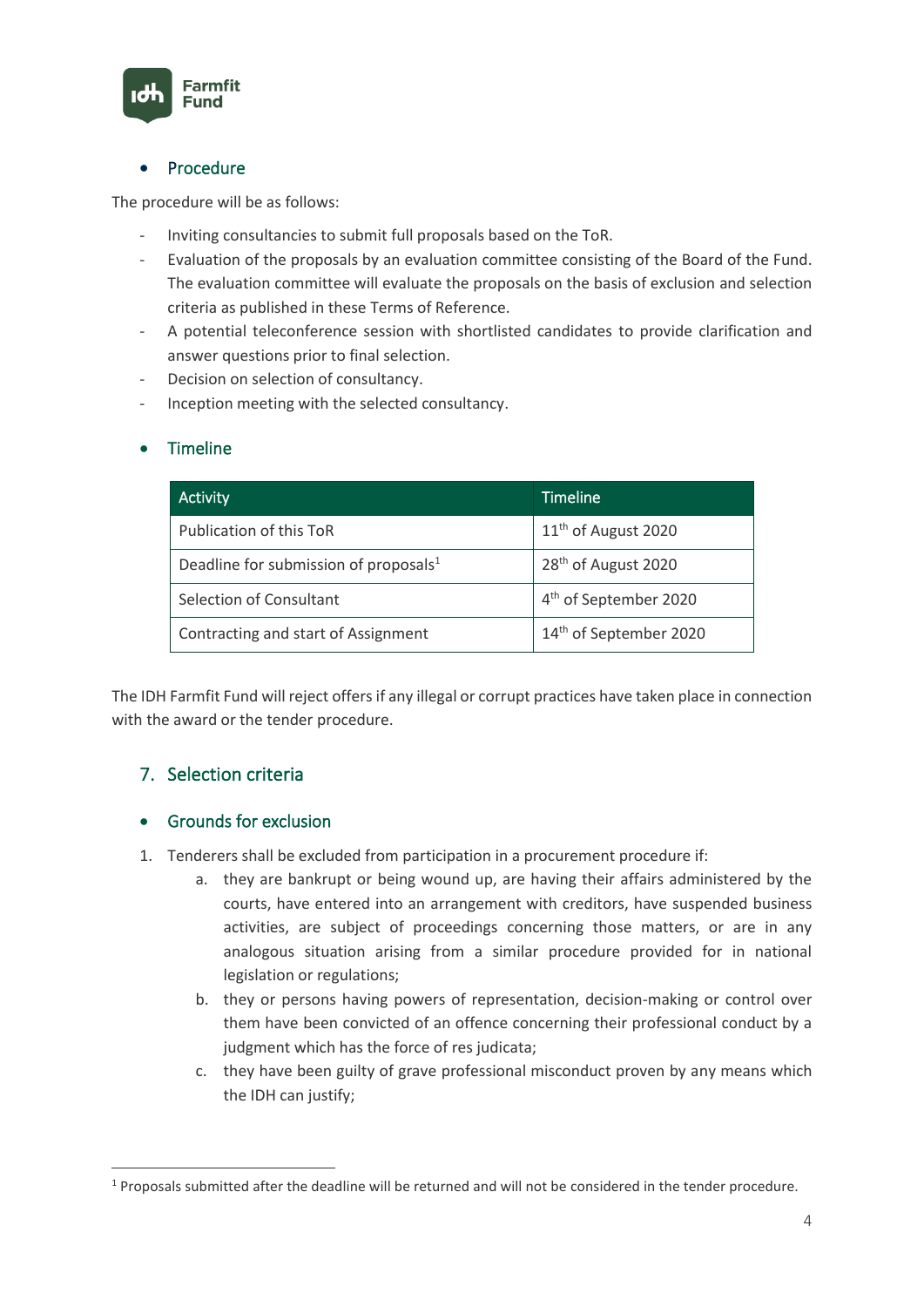- **Procedure**

The procedure will be as follows:

- Inviting consultancies to submit full proposals based on the ToR.
- Evaluation of the proposals by an evaluation committee consisting of the Board of the Fund. The evaluation committee will evaluate the proposals on the basis of exclusion and selection criteria as published in these Terms of Reference.
- A potential teleconference session with shortlisted candidates to provide clarification and answer questions prior to final selection.
- Decision on selection of consultancy.
- Inception meeting with the selected consultancy.

- **Timeline**

| Activity | Timeline |
| --- | --- |
| Publication of this ToR | 11th of August 2020 |
| Deadline for submission of proposals[1] | 28th of August 2020 |
| Selection of Consultant | 4th of September 2020 |
| Contracting and start of Assignment | 14th of September 2020 |

The IDH Farmfit Fund will reject offers if any illegal or corrupt practices have taken place in connection with the award or the tender procedure.

## 7. Selection criteria

- **Grounds for exclusion**

1. Tenderers shall be excluded from participation in a procurement procedure if:
   a. they are bankrupt or being wound up, are having their affairs administered by the courts, have entered into an arrangement with creditors, have suspended business activities, are subject of proceedings concerning those matters, or are in any analogous situation arising from a similar procedure provided for in national legislation or regulations;
   b. they or persons having powers of representation, decision-making or control over them have been convicted of an offence concerning their professional conduct by a judgment which has the force of res judicata;
   c. they have been guilty of grave professional misconduct proven by any means which the IDH can justify;

[1] Proposals submitted after the deadline will be returned and will not be considered in the tender procedure.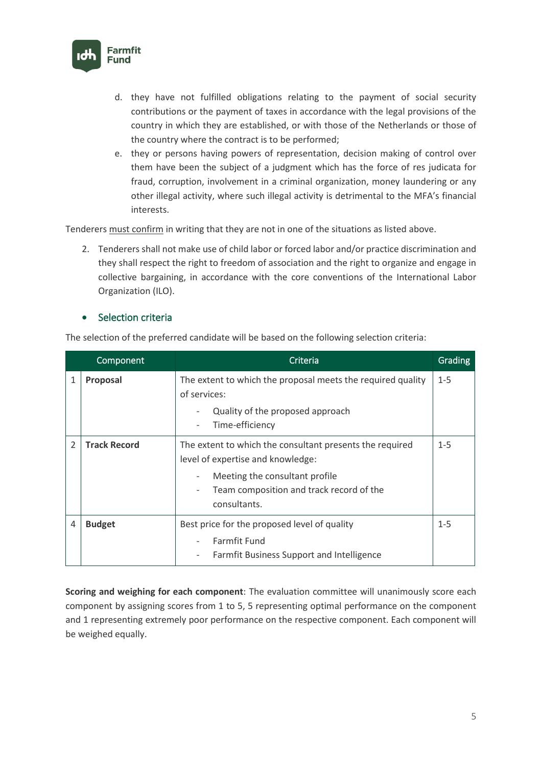d. they have not fulfilled obligations relating to the payment of social security contributions or the payment of taxes in accordance with the legal provisions of the country in which they are established, or with those of the Netherlands or those of the country where the contract is to be performed;
e. they or persons having powers of representation, decision making of control over them have been the subject of a judgment which has the force of res judicata for fraud, corruption, involvement in a criminal organization, money laundering or any other illegal activity, where such illegal activity is detrimental to the MFA's financial interests.

Tenderers must confirm in writing that they are not in one of the situations as listed above.

2. Tenderers shall not make use of child labor or forced labor and/or practice discrimination and they shall respect the right to freedom of association and the right to organize and engage in collective bargaining, in accordance with the core conventions of the International Labor Organization (ILO).

- Selection criteria

The selection of the preferred candidate will be based on the following selection criteria:

| | Component | Criteria | Grading |
|---|---|---|---|
| 1 | **Proposal** | The extent to which the proposal meets the required quality of services:<br>- Quality of the proposed approach<br>- Time-efficiency | 1-5 |
| 2 | **Track Record** | The extent to which the consultant presents the required level of expertise and knowledge:<br>- Meeting the consultant profile<br>- Team composition and track record of the consultants. | 1-5 |
| 4 | **Budget** | Best price for the proposed level of quality<br>- Farmfit Fund<br>- Farmfit Business Support and Intelligence | 1-5 |

**Scoring and weighing for each component**: The evaluation committee will unanimously score each component by assigning scores from 1 to 5, 5 representing optimal performance on the component and 1 representing extremely poor performance on the respective component. Each component will be weighed equally.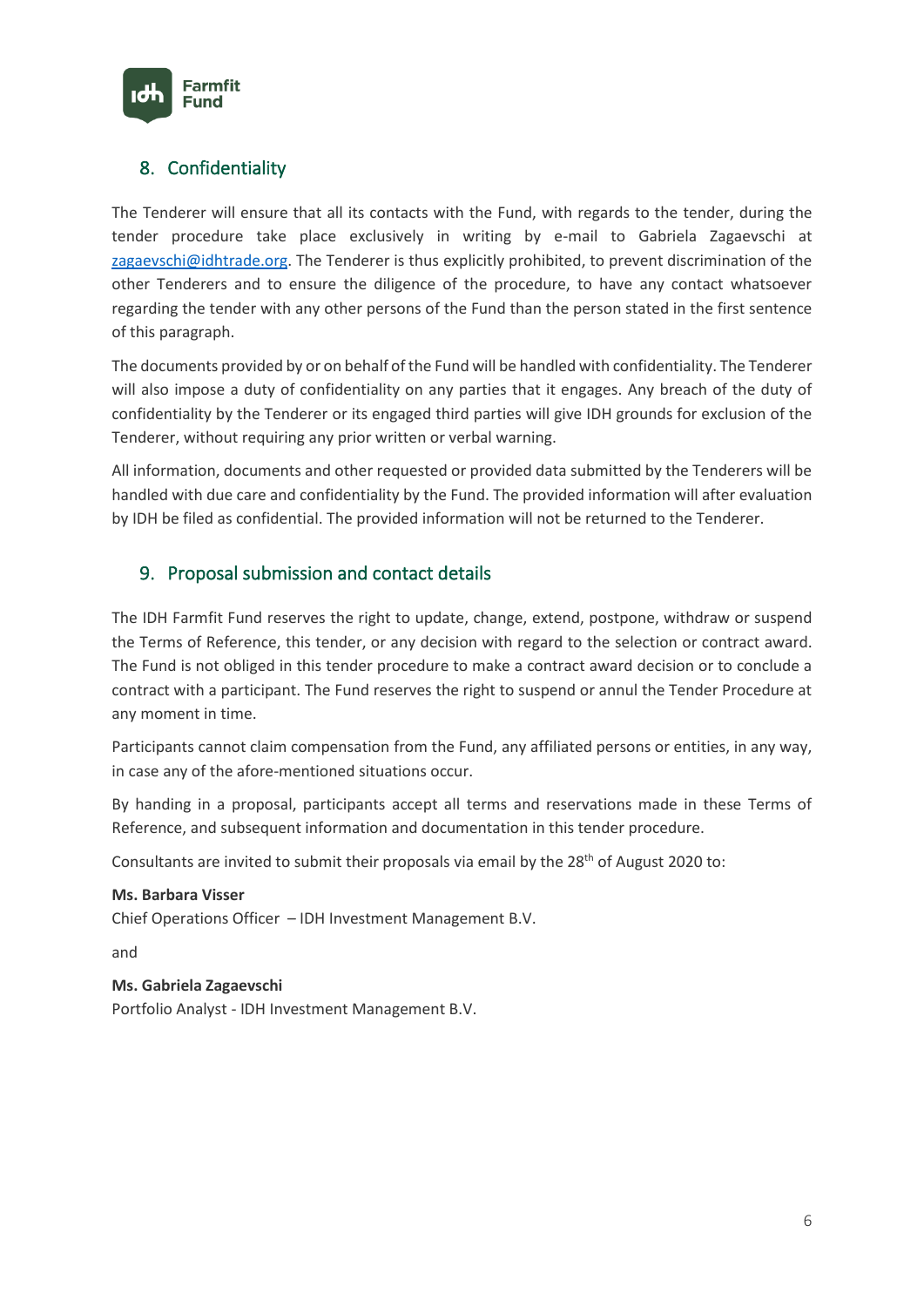## 8. Confidentiality

The Tenderer will ensure that all its contacts with the Fund, with regards to the tender, during the tender procedure take place exclusively in writing by e-mail to Gabriela Zagaevschi at zagaevschi@idhtrade.org. The Tenderer is thus explicitly prohibited, to prevent discrimination of the other Tenderers and to ensure the diligence of the procedure, to have any contact whatsoever regarding the tender with any other persons of the Fund than the person stated in the first sentence of this paragraph.

The documents provided by or on behalf of the Fund will be handled with confidentiality. The Tenderer will also impose a duty of confidentiality on any parties that it engages. Any breach of the duty of confidentiality by the Tenderer or its engaged third parties will give IDH grounds for exclusion of the Tenderer, without requiring any prior written or verbal warning.

All information, documents and other requested or provided data submitted by the Tenderers will be handled with due care and confidentiality by the Fund. The provided information will after evaluation by IDH be filed as confidential. The provided information will not be returned to the Tenderer.

## 9. Proposal submission and contact details

The IDH Farmfit Fund reserves the right to update, change, extend, postpone, withdraw or suspend the Terms of Reference, this tender, or any decision with regard to the selection or contract award. The Fund is not obliged in this tender procedure to make a contract award decision or to conclude a contract with a participant. The Fund reserves the right to suspend or annul the Tender Procedure at any moment in time.

Participants cannot claim compensation from the Fund, any affiliated persons or entities, in any way, in case any of the afore-mentioned situations occur.

By handing in a proposal, participants accept all terms and reservations made in these Terms of Reference, and subsequent information and documentation in this tender procedure.

Consultants are invited to submit their proposals via email by the 28th of August 2020 to:

**Ms. Barbara Visser**
Chief Operations Officer – IDH Investment Management B.V.

and

**Ms. Gabriela Zagaevschi**
Portfolio Analyst - IDH Investment Management B.V.